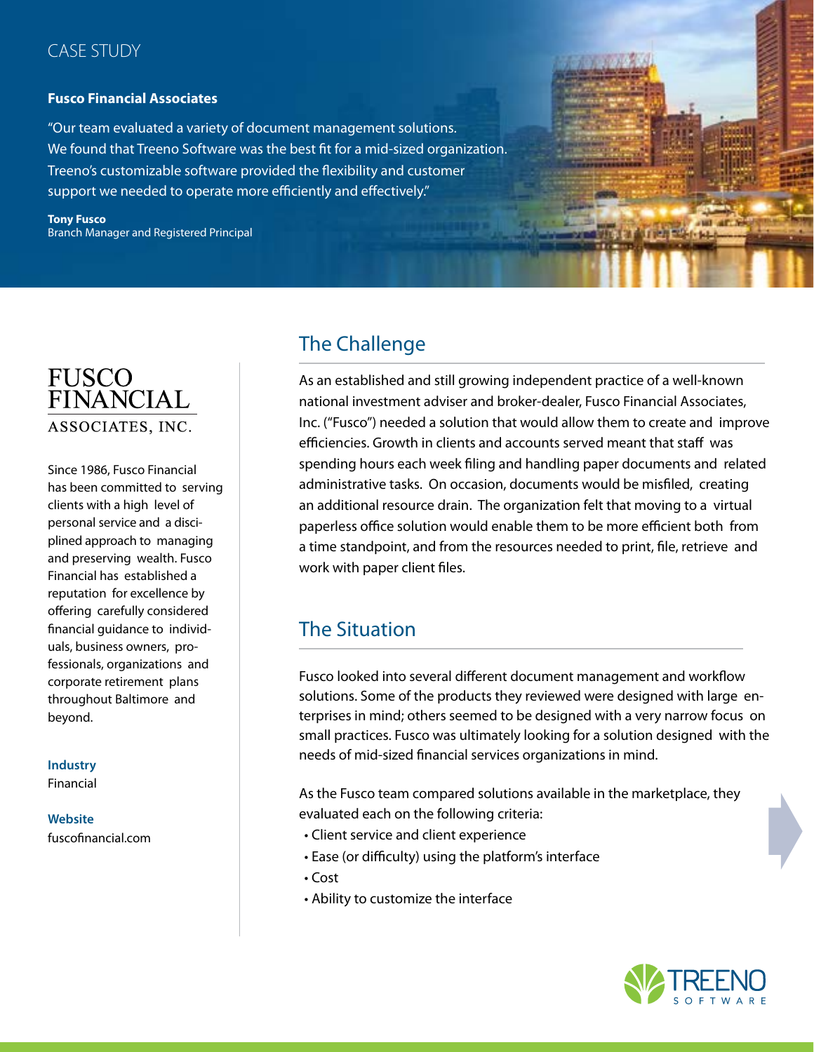CASE STUDY

**Fusco Financial Associates**

"Our team evaluated a variety of document management solutions. We found that Treeno Software was the best fit for a mid-sized organization. Treeno's customizable software provided the flexibility and customer support we needed to operate more efficiently and effectively."

**Tony Fusco**
Branch Manager and Registered Principal

FUSCO FINANCIAL ASSOCIATES, INC.

Since 1986, Fusco Financial has been committed to serving clients with a high level of personal service and a disciplined approach to managing and preserving wealth. Fusco Financial has established a reputation for excellence by offering carefully considered financial guidance to individuals, business owners, professionals, organizations and corporate retirement plans throughout Baltimore and beyond.

**Industry**
Financial

**Website**
fuscofinancial.com

## The Challenge

As an established and still growing independent practice of a well-known national investment adviser and broker-dealer, Fusco Financial Associates, Inc. ("Fusco") needed a solution that would allow them to create and improve efficiencies. Growth in clients and accounts served meant that staff was spending hours each week filing and handling paper documents and related administrative tasks. On occasion, documents would be misfiled, creating an additional resource drain. The organization felt that moving to a virtual paperless office solution would enable them to be more efficient both from a time standpoint, and from the resources needed to print, file, retrieve and work with paper client files.

## The Situation

Fusco looked into several different document management and workflow solutions. Some of the products they reviewed were designed with large enterprises in mind; others seemed to be designed with a very narrow focus on small practices. Fusco was ultimately looking for a solution designed with the needs of mid-sized financial services organizations in mind.

As the Fusco team compared solutions available in the marketplace, they evaluated each on the following criteria:

- Client service and client experience
- Ease (or difficulty) using the platform's interface
- Cost
- Ability to customize the interface

TREENO SOFTWARE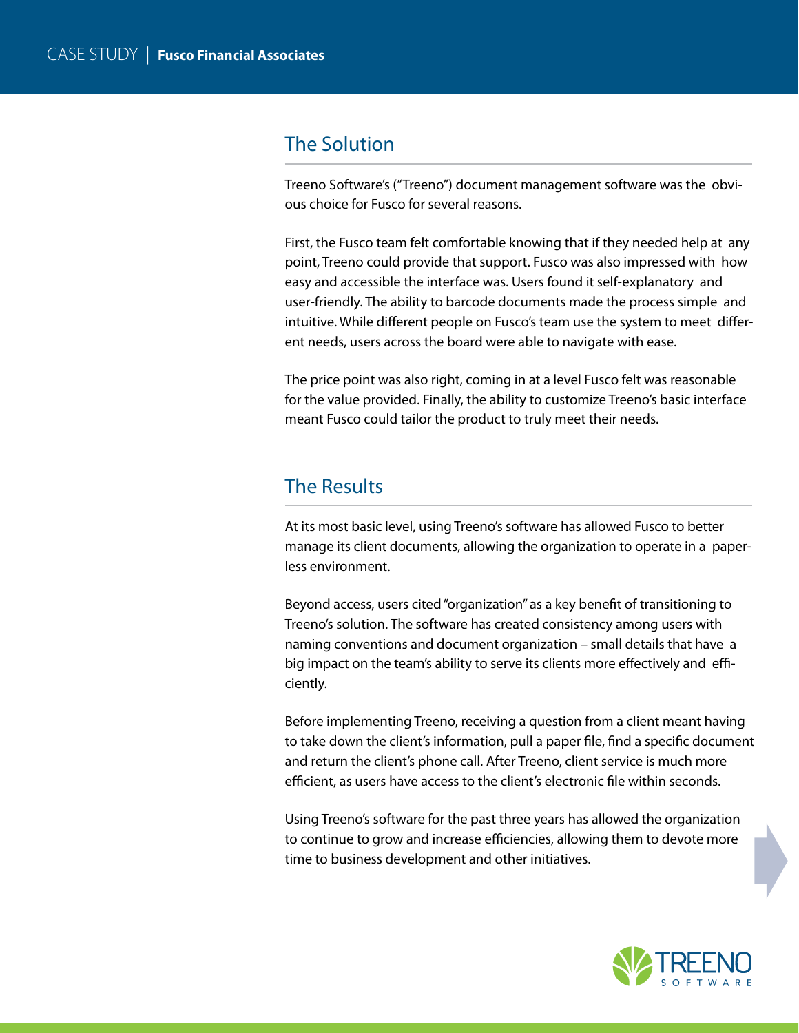## The Solution

Treeno Software's ("Treeno") document management software was the obvious choice for Fusco for several reasons.

First, the Fusco team felt comfortable knowing that if they needed help at any point, Treeno could provide that support. Fusco was also impressed with how easy and accessible the interface was. Users found it self-explanatory and user-friendly. The ability to barcode documents made the process simple and intuitive. While different people on Fusco's team use the system to meet different needs, users across the board were able to navigate with ease.

The price point was also right, coming in at a level Fusco felt was reasonable for the value provided. Finally, the ability to customize Treeno's basic interface meant Fusco could tailor the product to truly meet their needs.

## The Results

At its most basic level, using Treeno's software has allowed Fusco to better manage its client documents, allowing the organization to operate in a paperless environment.

Beyond access, users cited "organization" as a key benefit of transitioning to Treeno's solution. The software has created consistency among users with naming conventions and document organization – small details that have a big impact on the team's ability to serve its clients more effectively and efficiently.

Before implementing Treeno, receiving a question from a client meant having to take down the client's information, pull a paper file, find a specific document and return the client's phone call. After Treeno, client service is much more efficient, as users have access to the client's electronic file within seconds.

Using Treeno's software for the past three years has allowed the organization to continue to grow and increase efficiencies, allowing them to devote more time to business development and other initiatives.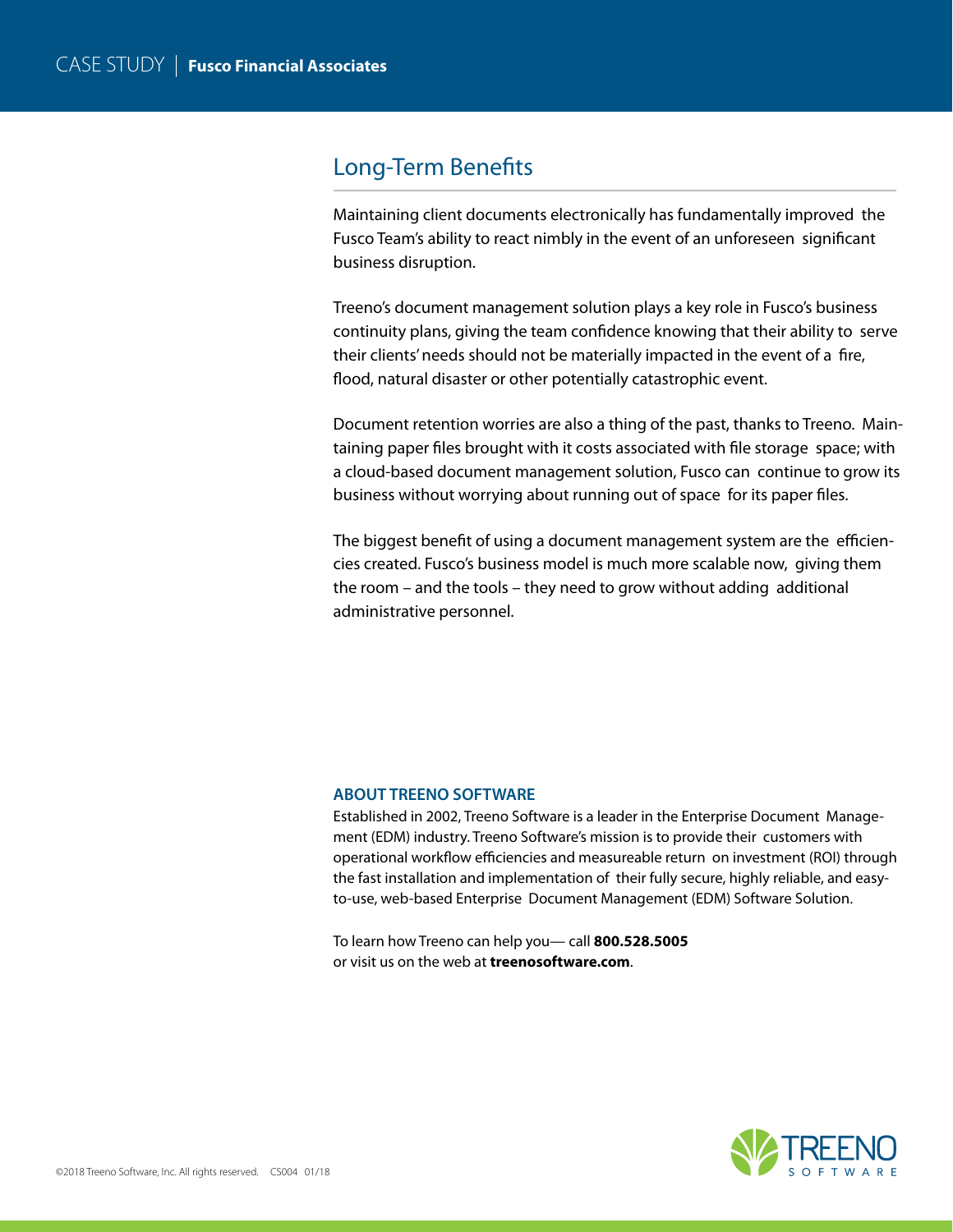## Long-Term Benefits

Maintaining client documents electronically has fundamentally improved the Fusco Team's ability to react nimbly in the event of an unforeseen significant business disruption.

Treeno's document management solution plays a key role in Fusco's business continuity plans, giving the team confidence knowing that their ability to serve their clients' needs should not be materially impacted in the event of a fire, flood, natural disaster or other potentially catastrophic event.

Document retention worries are also a thing of the past, thanks to Treeno. Maintaining paper files brought with it costs associated with file storage space; with a cloud-based document management solution, Fusco can continue to grow its business without worrying about running out of space for its paper files.

The biggest benefit of using a document management system are the efficiencies created. Fusco's business model is much more scalable now, giving them the room – and the tools – they need to grow without adding additional administrative personnel.

### ABOUT TREENO SOFTWARE

Established in 2002, Treeno Software is a leader in the Enterprise Document Management (EDM) industry. Treeno Software's mission is to provide their customers with operational workflow efficiencies and measureable return on investment (ROI) through the fast installation and implementation of their fully secure, highly reliable, and easy-to-use, web-based Enterprise Document Management (EDM) Software Solution.

To learn how Treeno can help you— call **800.528.5005**
or visit us on the web at **treenosoftware.com**.

©2018 Treeno Software, Inc. All rights reserved. CS004 01/18